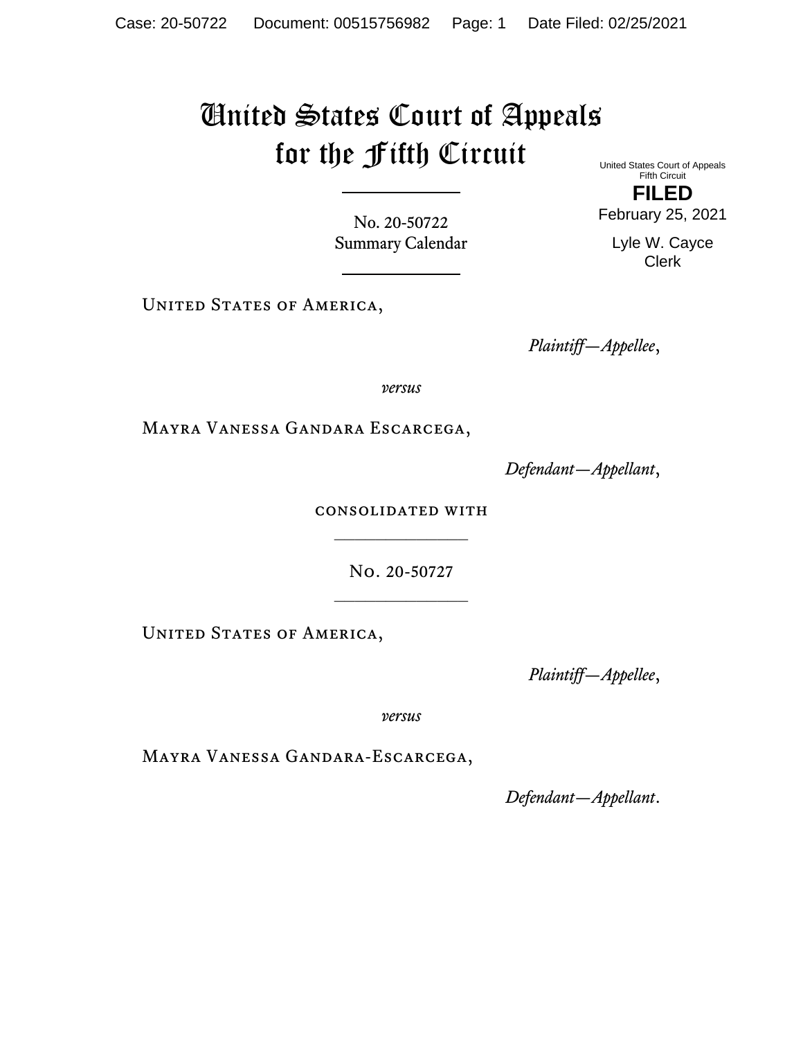# United States Court of Appeals for the Fifth Circuit

United States Court of Appeals
Fifth Circuit

**FILED**

February 25, 2021

Lyle W. Cayce
Clerk

---

No. 20-50722
Summary Calendar

---

United States of America,

*Plaintiff—Appellee*,

*versus*

Mayra Vanessa Gandara Escarcega,

*Defendant—Appellant*,

consolidated with

---

No. 20-50727

---

United States of America,

*Plaintiff—Appellee*,

*versus*

Mayra Vanessa Gandara-Escarcega,

*Defendant—Appellant*.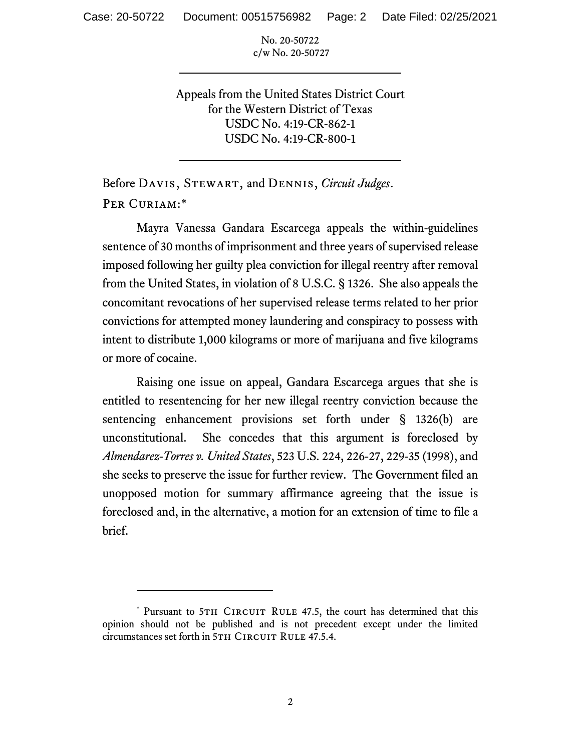No. 20-50722
c/w No. 20-50727

---

Appeals from the United States District Court
for the Western District of Texas
USDC No. 4:19-CR-862-1
USDC No. 4:19-CR-800-1

---

Before Davis, Stewart, and Dennis, *Circuit Judges*.

Per Curiam:*

Mayra Vanessa Gandara Escarcega appeals the within-guidelines sentence of 30 months of imprisonment and three years of supervised release imposed following her guilty plea conviction for illegal reentry after removal from the United States, in violation of 8 U.S.C. § 1326. She also appeals the concomitant revocations of her supervised release terms related to her prior convictions for attempted money laundering and conspiracy to possess with intent to distribute 1,000 kilograms or more of marijuana and five kilograms or more of cocaine.

Raising one issue on appeal, Gandara Escarcega argues that she is entitled to resentencing for her new illegal reentry conviction because the sentencing enhancement provisions set forth under § 1326(b) are unconstitutional. She concedes that this argument is foreclosed by *Almendarez-Torres v. United States*, 523 U.S. 224, 226-27, 229-35 (1998), and she seeks to preserve the issue for further review. The Government filed an unopposed motion for summary affirmance agreeing that the issue is foreclosed and, in the alternative, a motion for an extension of time to file a brief.

---

\* Pursuant to 5th Circuit Rule 47.5, the court has determined that this opinion should not be published and is not precedent except under the limited circumstances set forth in 5th Circuit Rule 47.5.4.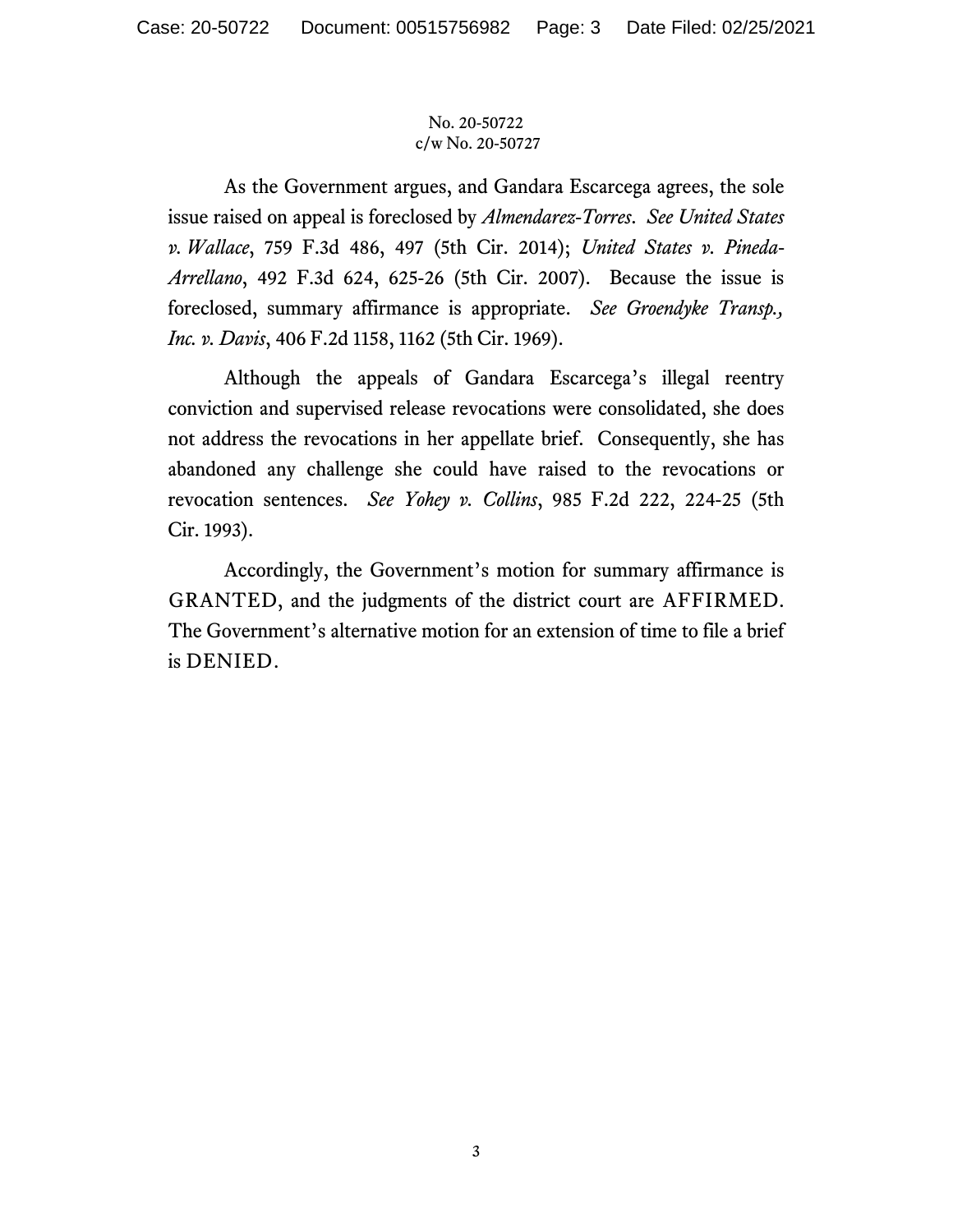As the Government argues, and Gandara Escarcega agrees, the sole issue raised on appeal is foreclosed by *Almendarez-Torres*. *See United States v. Wallace*, 759 F.3d 486, 497 (5th Cir. 2014); *United States v. Pineda-Arrellano*, 492 F.3d 624, 625-26 (5th Cir. 2007). Because the issue is foreclosed, summary affirmance is appropriate. *See Groendyke Transp., Inc. v. Davis*, 406 F.2d 1158, 1162 (5th Cir. 1969).

Although the appeals of Gandara Escarcega's illegal reentry conviction and supervised release revocations were consolidated, she does not address the revocations in her appellate brief. Consequently, she has abandoned any challenge she could have raised to the revocations or revocation sentences. *See Yohey v. Collins*, 985 F.2d 222, 224-25 (5th Cir. 1993).

Accordingly, the Government's motion for summary affirmance is GRANTED, and the judgments of the district court are AFFIRMED. The Government's alternative motion for an extension of time to file a brief is DENIED.